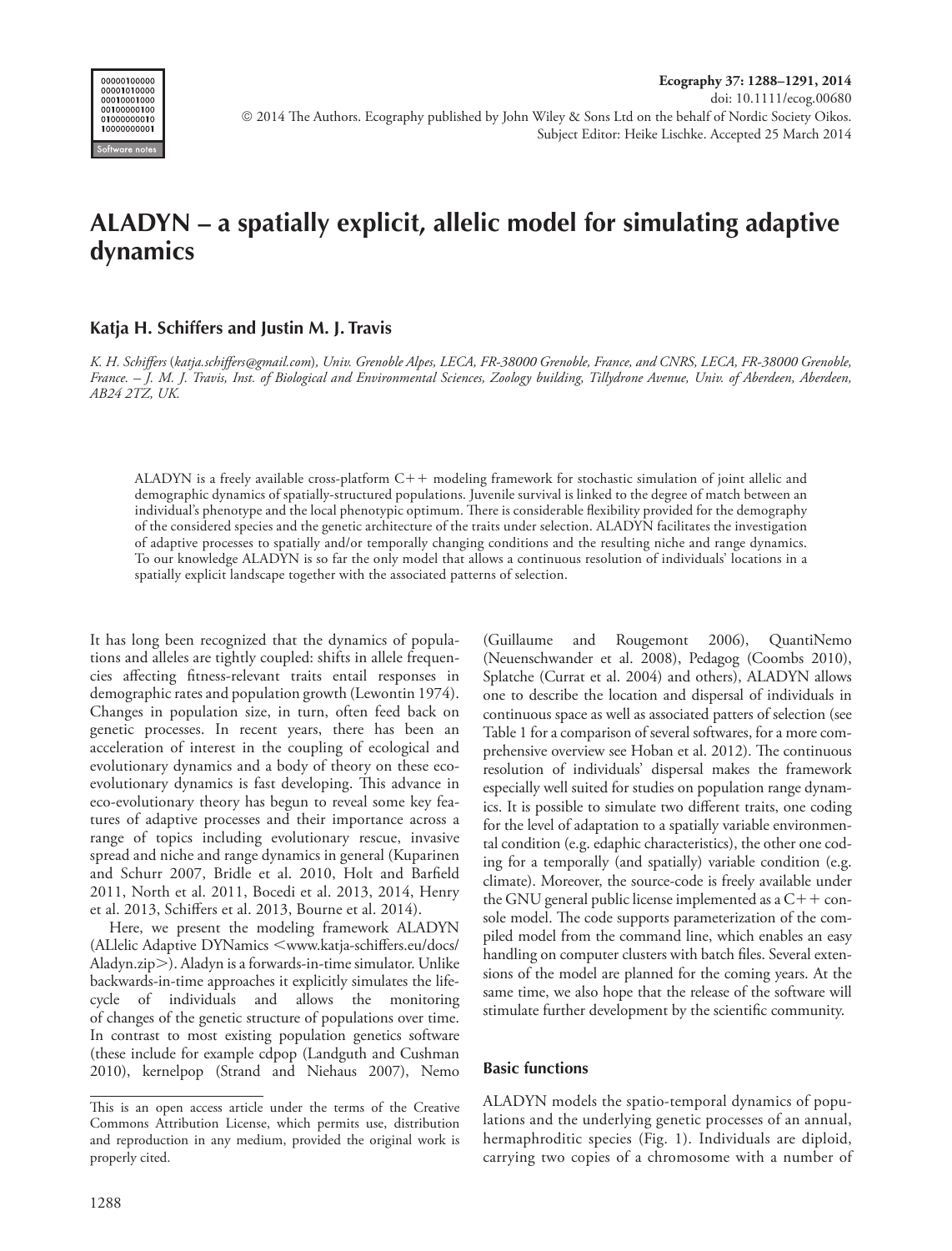# ALADYN – a spatially explicit, allelic model for simulating adaptive dynamics

**Katja H. Schiffers and Justin M. J. Travis**

*K. H. Schiffers (katja.schiffers@gmail.com), Univ. Grenoble Alpes, LECA, FR-38000 Grenoble, France, and CNRS, LECA, FR-38000 Grenoble, France. – J. M. J. Travis, Inst. of Biological and Environmental Sciences, Zoology building, Tillydrone Avenue, Univ. of Aberdeen, Aberdeen, AB24 2TZ, UK.*

ALADYN is a freely available cross-platform C++ modeling framework for stochastic simulation of joint allelic and demographic dynamics of spatially-structured populations. Juvenile survival is linked to the degree of match between an individual's phenotype and the local phenotypic optimum. There is considerable flexibility provided for the demography of the considered species and the genetic architecture of the traits under selection. ALADYN facilitates the investigation of adaptive processes to spatially and/or temporally changing conditions and the resulting niche and range dynamics. To our knowledge ALADYN is so far the only model that allows a continuous resolution of individuals' locations in a spatially explicit landscape together with the associated patterns of selection.

It has long been recognized that the dynamics of populations and alleles are tightly coupled: shifts in allele frequencies affecting fitness-relevant traits entail responses in demographic rates and population growth (Lewontin 1974). Changes in population size, in turn, often feed back on genetic processes. In recent years, there has been an acceleration of interest in the coupling of ecological and evolutionary dynamics and a body of theory on these eco-evolutionary dynamics is fast developing. This advance in eco-evolutionary theory has begun to reveal some key features of adaptive processes and their importance across a range of topics including evolutionary rescue, invasive spread and niche and range dynamics in general (Kuparinen and Schurr 2007, Bridle et al. 2010, Holt and Barfield 2011, North et al. 2011, Bocedi et al. 2013, 2014, Henry et al. 2013, Schiffers et al. 2013, Bourne et al. 2014).

Here, we present the modeling framework ALADYN (ALlelic Adaptive DYNamics <www.katja-schiffers.eu/docs/Aladyn.zip>). Aladyn is a forwards-in-time simulator. Unlike backwards-in-time approaches it explicitly simulates the lifecycle of individuals and allows the monitoring of changes of the genetic structure of populations over time. In contrast to most existing population genetics software (these include for example cdpop (Landguth and Cushman 2010), kernelpop (Strand and Niehaus 2007), Nemo (Guillaume and Rougemont 2006), QuantiNemo (Neuenschwander et al. 2008), Pedagog (Coombs 2010), Splatche (Currat et al. 2004) and others), ALADYN allows one to describe the location and dispersal of individuals in continuous space as well as associated patters of selection (see Table 1 for a comparison of several softwares, for a more comprehensive overview see Hoban et al. 2012). The continuous resolution of individuals' dispersal makes the framework especially well suited for studies on population range dynamics. It is possible to simulate two different traits, one coding for the level of adaptation to a spatially variable environmental condition (e.g. edaphic characteristics), the other one coding for a temporally (and spatially) variable condition (e.g. climate). Moreover, the source-code is freely available under the GNU general public license implemented as a C++ console model. The code supports parameterization of the compiled model from the command line, which enables an easy handling on computer clusters with batch files. Several extensions of the model are planned for the coming years. At the same time, we also hope that the release of the software will stimulate further development by the scientific community.

## Basic functions

ALADYN models the spatio-temporal dynamics of populations and the underlying genetic processes of an annual, hermaphroditic species (Fig. 1). Individuals are diploid, carrying two copies of a chromosome with a number of

This is an open access article under the terms of the Creative Commons Attribution License, which permits use, distribution and reproduction in any medium, provided the original work is properly cited.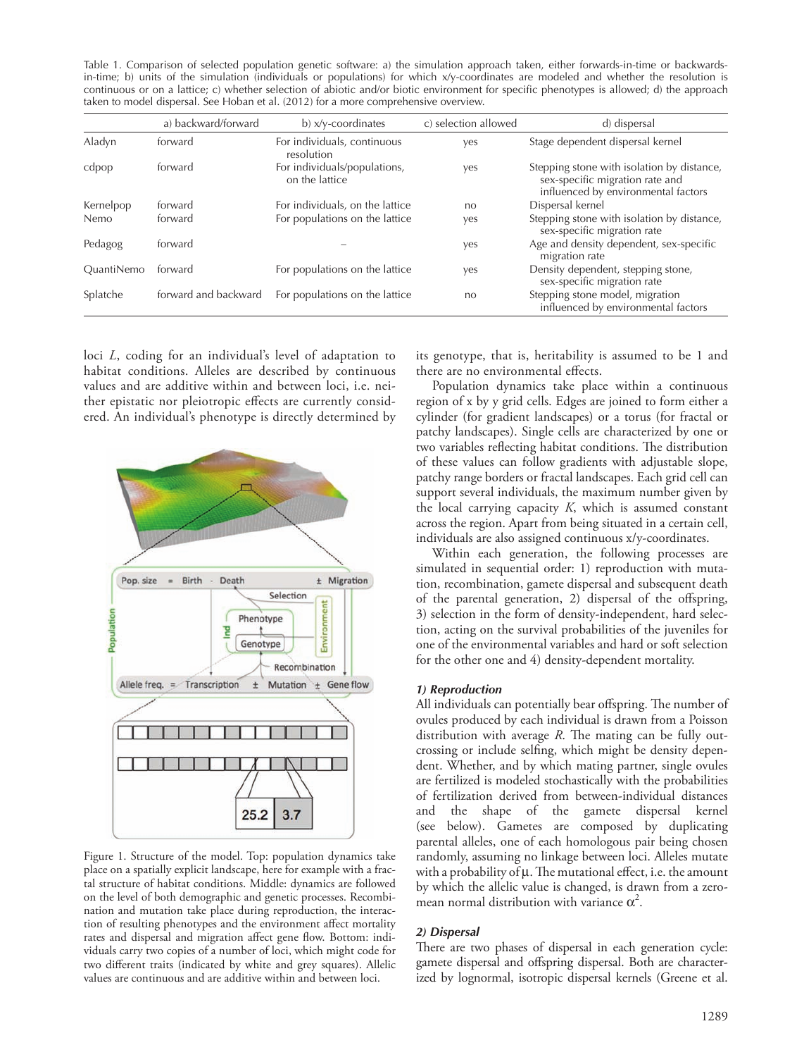Table 1. Comparison of selected population genetic software: a) the simulation approach taken, either forwards-in-time or backwards-in-time; b) units of the simulation (individuals or populations) for which x/y-coordinates are modeled and whether the resolution is continuous or on a lattice; c) whether selection of abiotic and/or biotic environment for specific phenotypes is allowed; d) the approach taken to model dispersal. See Hoban et al. (2012) for a more comprehensive overview.

| | a) backward/forward | b) x/y-coordinates | c) selection allowed | d) dispersal |
|---|---|---|---|---|
| Aladyn | forward | For individuals, continuous resolution | yes | Stage dependent dispersal kernel |
| cdpop | forward | For individuals/populations, on the lattice | yes | Stepping stone with isolation by distance, sex-specific migration rate and influenced by environmental factors |
| Kernelpop | forward | For individuals, on the lattice | no | Dispersal kernel |
| Nemo | forward | For populations on the lattice | yes | Stepping stone with isolation by distance, sex-specific migration rate |
| Pedagog | forward | – | yes | Age and density dependent, sex-specific migration rate |
| QuantiNemo | forward | For populations on the lattice | yes | Density dependent, stepping stone, sex-specific migration rate |
| Splatche | forward and backward | For populations on the lattice | no | Stepping stone model, migration influenced by environmental factors |

loci $L$, coding for an individual's level of adaptation to habitat conditions. Alleles are described by continuous values and are additive within and between loci, i.e. neither epistatic nor pleiotropic effects are currently considered. An individual's phenotype is directly determined by its genotype, that is, heritability is assumed to be 1 and there are no environmental effects.

Figure 1. Structure of the model. Top: population dynamics take place on a spatially explicit landscape, here for example with a fractal structure of habitat conditions. Middle: dynamics are followed on the level of both demographic and genetic processes. Recombination and mutation take place during reproduction, the interaction of resulting phenotypes and the environment affect mortality rates and dispersal and migration affect gene flow. Bottom: individuals carry two copies of a number of loci, which might code for two different traits (indicated by white and grey squares). Allelic values are continuous and are additive within and between loci.

Population dynamics take place within a continuous region of x by y grid cells. Edges are joined to form either a cylinder (for gradient landscapes) or a torus (for fractal or patchy landscapes). Single cells are characterized by one or two variables reflecting habitat conditions. The distribution of these values can follow gradients with adjustable slope, patchy range borders or fractal landscapes. Each grid cell can support several individuals, the maximum number given by the local carrying capacity $K$, which is assumed constant across the region. Apart from being situated in a certain cell, individuals are also assigned continuous x/y-coordinates.

Within each generation, the following processes are simulated in sequential order: 1) reproduction with mutation, recombination, gamete dispersal and subsequent death of the parental generation, 2) dispersal of the offspring, 3) selection in the form of density-independent, hard selection, acting on the survival probabilities of the juveniles for one of the environmental variables and hard or soft selection for the other one and 4) density-dependent mortality.

#### *1) Reproduction*

All individuals can potentially bear offspring. The number of ovules produced by each individual is drawn from a Poisson distribution with average $R$. The mating can be fully outcrossing or include selfing, which might be density dependent. Whether, and by which mating partner, single ovules are fertilized is modeled stochastically with the probabilities of fertilization derived from between-individual distances and the shape of the gamete dispersal kernel (see below). Gametes are composed by duplicating parental alleles, one of each homologous pair being chosen randomly, assuming no linkage between loci. Alleles mutate with a probability of $\mu$. The mutational effect, i.e. the amount by which the allelic value is changed, is drawn from a zero-mean normal distribution with variance $\alpha^2$.

#### *2) Dispersal*

There are two phases of dispersal in each generation cycle: gamete dispersal and offspring dispersal. Both are characterized by lognormal, isotropic dispersal kernels (Greene et al.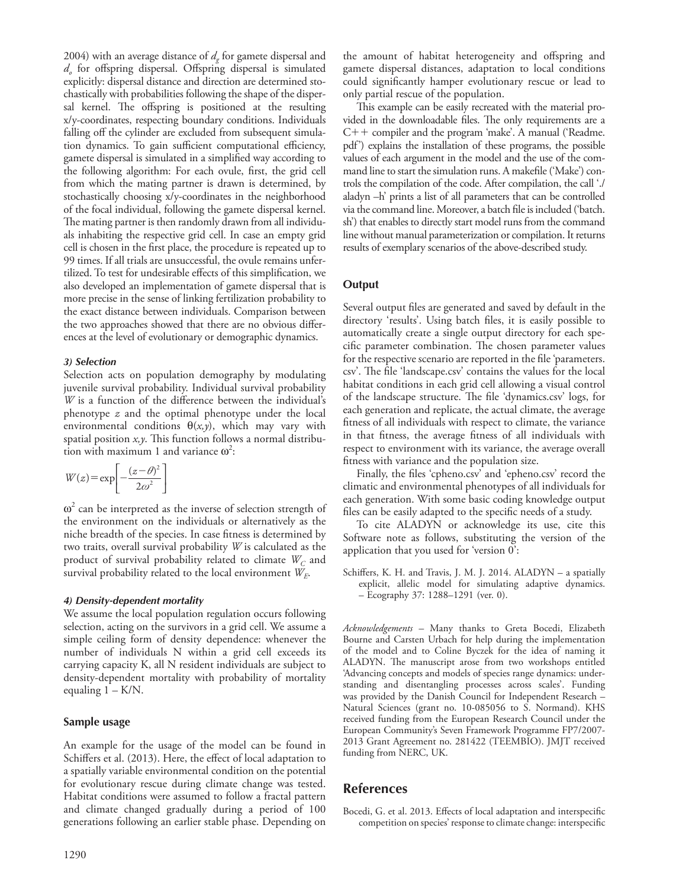2004) with an average distance of $d_g$ for gamete dispersal and $d_o$ for offspring dispersal. Offspring dispersal is simulated explicitly: dispersal distance and direction are determined stochastically with probabilities following the shape of the dispersal kernel. The offspring is positioned at the resulting x/y-coordinates, respecting boundary conditions. Individuals falling off the cylinder are excluded from subsequent simulation dynamics. To gain sufficient computational efficiency, gamete dispersal is simulated in a simplified way according to the following algorithm: For each ovule, first, the grid cell from which the mating partner is drawn is determined, by stochastically choosing x/y-coordinates in the neighborhood of the focal individual, following the gamete dispersal kernel. The mating partner is then randomly drawn from all individuals inhabiting the respective grid cell. In case an empty grid cell is chosen in the first place, the procedure is repeated up to 99 times. If all trials are unsuccessful, the ovule remains unfertilized. To test for undesirable effects of this simplification, we also developed an implementation of gamete dispersal that is more precise in the sense of linking fertilization probability to the exact distance between individuals. Comparison between the two approaches showed that there are no obvious differences at the level of evolutionary or demographic dynamics.

#### *3) Selection*

Selection acts on population demography by modulating juvenile survival probability. Individual survival probability $W$ is a function of the difference between the individual's phenotype $z$ and the optimal phenotype under the local environmental conditions $\theta(x,y)$, which may vary with spatial position $x,y$. This function follows a normal distribution with maximum 1 and variance $\omega^2$:

$$W(z) = \exp\left[-\frac{(z-\theta)^2}{2\omega^2}\right]$$

$\omega^2$ can be interpreted as the inverse of selection strength of the environment on the individuals or alternatively as the niche breadth of the species. In case fitness is determined by two traits, overall survival probability $W$ is calculated as the product of survival probability related to climate $W_C$ and survival probability related to the local environment $W_E$.

#### *4) Density-dependent mortality*

We assume the local population regulation occurs following selection, acting on the survivors in a grid cell. We assume a simple ceiling form of density dependence: whenever the number of individuals N within a grid cell exceeds its carrying capacity K, all N resident individuals are subject to density-dependent mortality with probability of mortality equaling 1 – K/N.

### Sample usage

An example for the usage of the model can be found in Schiffers et al. (2013). Here, the effect of local adaptation to a spatially variable environmental condition on the potential for evolutionary rescue during climate change was tested. Habitat conditions were assumed to follow a fractal pattern and climate changed gradually during a period of 100 generations following an earlier stable phase. Depending on the amount of habitat heterogeneity and offspring and gamete dispersal distances, adaptation to local conditions could significantly hamper evolutionary rescue or lead to only partial rescue of the population.

This example can be easily recreated with the material provided in the downloadable files. The only requirements are a C++ compiler and the program 'make'. A manual ('Readme.pdf') explains the installation of these programs, the possible values of each argument in the model and the use of the command line to start the simulation runs. A makefile ('Make') controls the compilation of the code. After compilation, the call './aladyn –h' prints a list of all parameters that can be controlled via the command line. Moreover, a batch file is included ('batch.sh') that enables to directly start model runs from the command line without manual parameterization or compilation. It returns results of exemplary scenarios of the above-described study.

### Output

Several output files are generated and saved by default in the directory 'results'. Using batch files, it is easily possible to automatically create a single output directory for each specific parameter combination. The chosen parameter values for the respective scenario are reported in the file 'parameters.csv'. The file 'landscape.csv' contains the values for the local habitat conditions in each grid cell allowing a visual control of the landscape structure. The file 'dynamics.csv' logs, for each generation and replicate, the actual climate, the average fitness of all individuals with respect to climate, the variance in that fitness, the average fitness of all individuals with respect to environment with its variance, the average overall fitness with variance and the population size.

Finally, the files 'cpheno.csv' and 'epheno.csv' record the climatic and environmental phenotypes of all individuals for each generation. With some basic coding knowledge output files can be easily adapted to the specific needs of a study.

To cite ALADYN or acknowledge its use, cite this Software note as follows, substituting the version of the application that you used for 'version 0':

Schiffers, K. H. and Travis, J. M. J. 2014. ALADYN – a spatially explicit, allelic model for simulating adaptive dynamics. – Ecography 37: 1288–1291 (ver. 0).

*Acknowledgements* – Many thanks to Greta Bocedi, Elizabeth Bourne and Carsten Urbach for help during the implementation of the model and to Coline Byczek for the idea of naming it ALADYN. The manuscript arose from two workshops entitled 'Advancing concepts and models of species range dynamics: understanding and disentangling processes across scales'. Funding was provided by the Danish Council for Independent Research – Natural Sciences (grant no. 10-085056 to S. Normand). KHS received funding from the European Research Council under the European Community's Seven Framework Programme FP7/2007-2013 Grant Agreement no. 281422 (TEEMBIO). JMJT received funding from NERC, UK.

## References

Bocedi, G. et al. 2013. Effects of local adaptation and interspecific competition on species' response to climate change: interspecific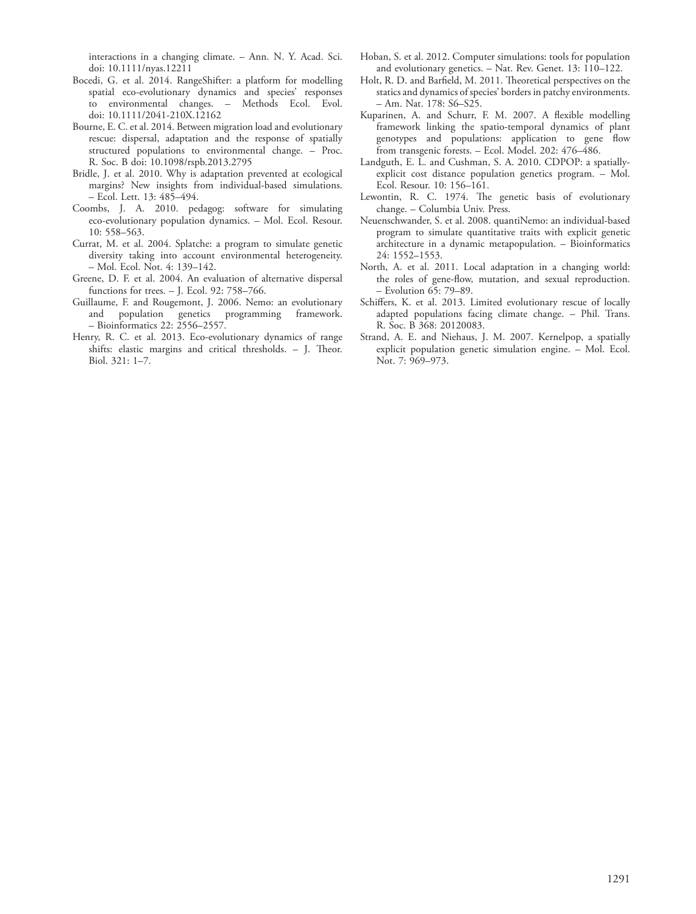interactions in a changing climate. – Ann. N. Y. Acad. Sci. doi: 10.1111/nyas.12211

Bocedi, G. et al. 2014. RangeShifter: a platform for modelling spatial eco-evolutionary dynamics and species' responses to environmental changes. – Methods Ecol. Evol. doi: 10.1111/2041-210X.12162

Bourne, E. C. et al. 2014. Between migration load and evolutionary rescue: dispersal, adaptation and the response of spatially structured populations to environmental change. – Proc. R. Soc. B doi: 10.1098/rspb.2013.2795

Bridle, J. et al. 2010. Why is adaptation prevented at ecological margins? New insights from individual-based simulations. – Ecol. Lett. 13: 485–494.

Coombs, J. A. 2010. pedagog: software for simulating eco-evolutionary population dynamics. – Mol. Ecol. Resour. 10: 558–563.

Currat, M. et al. 2004. Splatche: a program to simulate genetic diversity taking into account environmental heterogeneity. – Mol. Ecol. Not. 4: 139–142.

Greene, D. F. et al. 2004. An evaluation of alternative dispersal functions for trees. – J. Ecol. 92: 758–766.

Guillaume, F. and Rougemont, J. 2006. Nemo: an evolutionary and population genetics programming framework. – Bioinformatics 22: 2556–2557.

Henry, R. C. et al. 2013. Eco-evolutionary dynamics of range shifts: elastic margins and critical thresholds. – J. Theor. Biol. 321: 1–7.

Hoban, S. et al. 2012. Computer simulations: tools for population and evolutionary genetics. – Nat. Rev. Genet. 13: 110–122.

Holt, R. D. and Barfield, M. 2011. Theoretical perspectives on the statics and dynamics of species' borders in patchy environments. – Am. Nat. 178: S6–S25.

Kuparinen, A. and Schurr, F. M. 2007. A flexible modelling framework linking the spatio-temporal dynamics of plant genotypes and populations: application to gene flow from transgenic forests. – Ecol. Model. 202: 476–486.

Landguth, E. L. and Cushman, S. A. 2010. CDPOP: a spatially-explicit cost distance population genetics program. – Mol. Ecol. Resour. 10: 156–161.

Lewontin, R. C. 1974. The genetic basis of evolutionary change. – Columbia Univ. Press.

Neuenschwander, S. et al. 2008. quantiNemo: an individual-based program to simulate quantitative traits with explicit genetic architecture in a dynamic metapopulation. – Bioinformatics 24: 1552–1553.

North, A. et al. 2011. Local adaptation in a changing world: the roles of gene-flow, mutation, and sexual reproduction. – Evolution 65: 79–89.

Schiffers, K. et al. 2013. Limited evolutionary rescue of locally adapted populations facing climate change. – Phil. Trans. R. Soc. B 368: 20120083.

Strand, A. E. and Niehaus, J. M. 2007. Kernelpop, a spatially explicit population genetic simulation engine. – Mol. Ecol. Not. 7: 969–973.